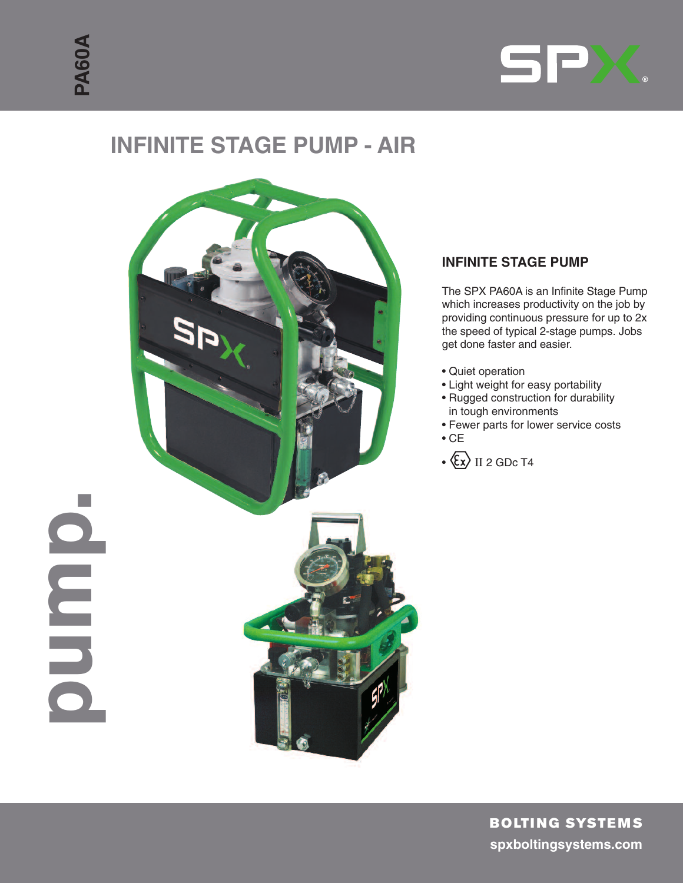PA60A

SPX

# INFINITE STAGE PUMP - AIR

pump.

## INFINITE STAGE PUMP

The SPX PA60A is an Infinite Stage Pump which increases productivity on the job by providing continuous pressure for up to 2x the speed of typical 2-stage pumps. Jobs get done faster and easier.

- Quiet operation
- Light weight for easy portability
- Rugged construction for durability in tough environments
- Fewer parts for lower service costs
- CE
- ⟨Ex⟩ II 2 GDc T4

**BOLTING SYSTEMS**

**spxboltingsystems.com**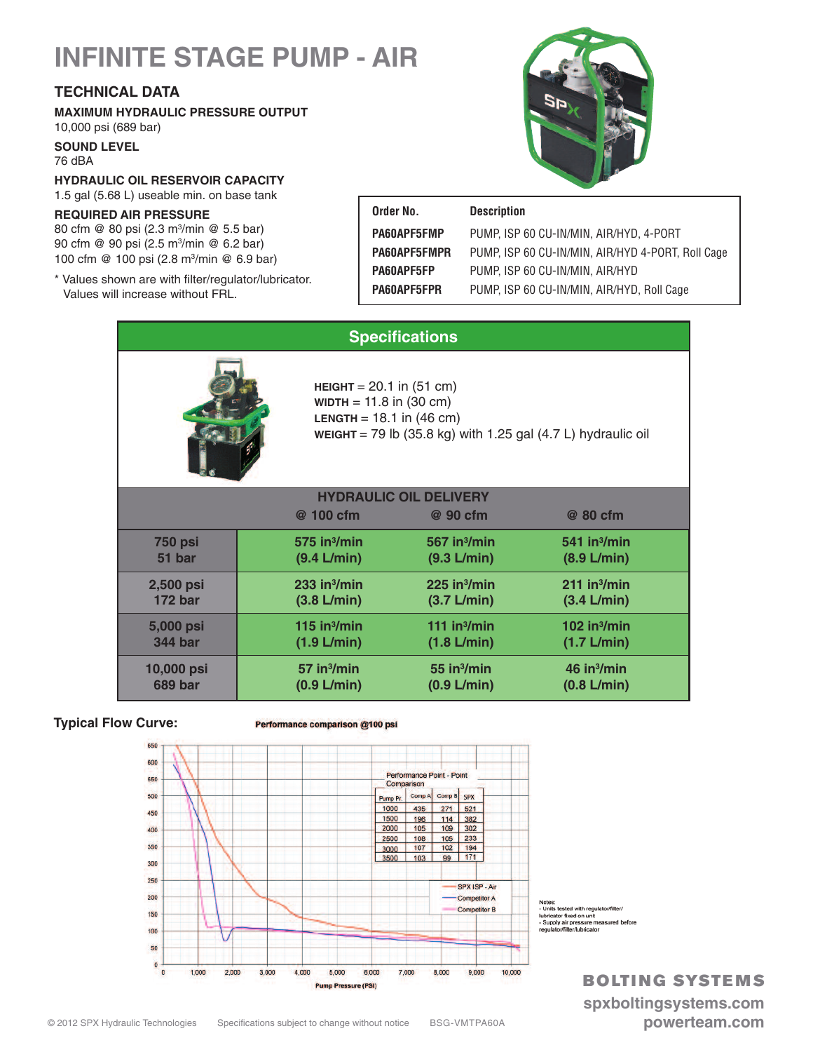# INFINITE STAGE PUMP - AIR

## TECHNICAL DATA

**MAXIMUM HYDRAULIC PRESSURE OUTPUT**
10,000 psi (689 bar)

**SOUND LEVEL**
76 dBA

**HYDRAULIC OIL RESERVOIR CAPACITY**
1.5 gal (5.68 L) useable min. on base tank

**REQUIRED AIR PRESSURE**
80 cfm @ 80 psi (2.3 $m^3$/min @ 5.5 bar)
90 cfm @ 90 psi (2.5 $m^3$/min @ 6.2 bar)
100 cfm @ 100 psi (2.8 $m^3$/min @ 6.9 bar)

* Values shown are with filter/regulator/lubricator. Values will increase without FRL.

| Order No. | Description |
|---|---|
| PA60APF5FMP | PUMP, ISP 60 CU-IN/MIN, AIR/HYD, 4-PORT |
| PA60APF5FMPR | PUMP, ISP 60 CU-IN/MIN, AIR/HYD 4-PORT, Roll Cage |
| PA60APF5FP | PUMP, ISP 60 CU-IN/MIN, AIR/HYD |
| PA60APF5FPR | PUMP, ISP 60 CU-IN/MIN, AIR/HYD, Roll Cage |

## Specifications

**HEIGHT** = 20.1 in (51 cm)
**WIDTH** = 11.8 in (30 cm)
**LENGTH** = 18.1 in (46 cm)
**WEIGHT** = 79 lb (35.8 kg) with 1.25 gal (4.7 L) hydraulic oil

| | HYDRAULIC OIL DELIVERY @ 100 cfm | @ 90 cfm | @ 80 cfm |
|---|---|---|---|
| 750 psi 51 bar | 575 $in^3$/min (9.4 L/min) | 567 $in^3$/min (9.3 L/min) | 541 $in^3$/min (8.9 L/min) |
| 2,500 psi 172 bar | 233 $in^3$/min (3.8 L/min) | 225 $in^3$/min (3.7 L/min) | 211 $in^3$/min (3.4 L/min) |
| 5,000 psi 344 bar | 115 $in^3$/min (1.9 L/min) | 111 $in^3$/min (1.8 L/min) | 102 $in^3$/min (1.7 L/min) |
| 10,000 psi 689 bar | 57 $in^3$/min (0.9 L/min) | 55 $in^3$/min (0.9 L/min) | 46 $in^3$/min (0.8 L/min) |

**Typical Flow Curve:**

Performance comparison @100 psi

Performance Point - Point Comparison

Pump Pr. | Comp A | Comp B | SPX
1000 | 435 | 271 | 521
1500 | 196 | 114 | 382
2000 | 105 | 109 | 302
2500 | 108 | 105 | 233
3000 | 107 | 102 | 194
3500 | 103 | 99 | 171

SPX ISP - Air
Competitor A
Competitor B

0, 50, 100, 150, 200, 250, 300, 350, 400, 450, 500, 550, 600, 650

0, 1,000, 2,000, 3,000, 4,000, 5,000, 6,000, 7,000, 8,000, 9,000, 10,000

Pump Pressure (PSI)

Notes:
- Units tested with regulator/filter/lubricator fixed on unit
- Supply air pressure measured before regulator/filter/lubricator

BOLTING SYSTEMS
spxboltingsystems.com
powerteam.com

© 2012 SPX Hydraulic Technologies  Specifications subject to change without notice  BSG-VMTPA60A